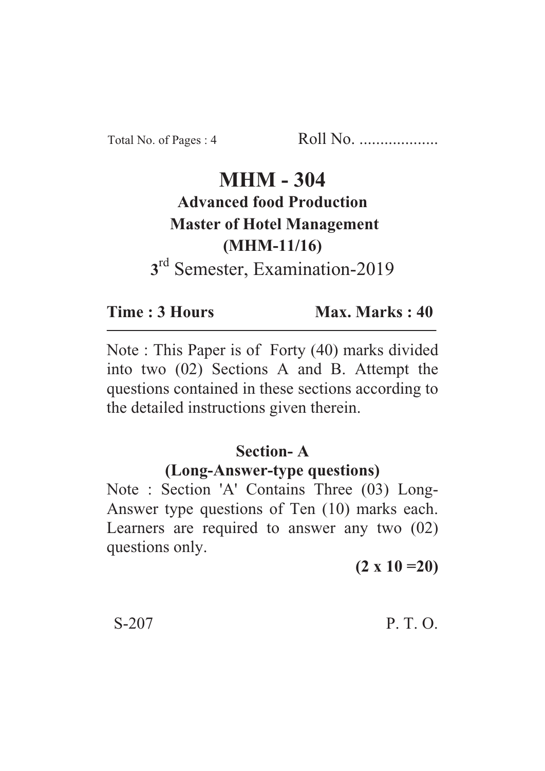Total No. of Pages : 4 Roll No. ...................

# MHM - 304

**Advanced food Production**

**Master of Hotel Management**

**(MHM-11/16)**

3rd Semester, Examination-2019

**Time : 3 Hours** **Max. Marks : 40**

---

Note : This Paper is of Forty (40) marks divided into two (02) Sections A and B. Attempt the questions contained in these sections according to the detailed instructions given therein.

## Section- A

### (Long-Answer-type questions)

Note : Section 'A' Contains Three (03) Long-Answer type questions of Ten (10) marks each. Learners are required to answer any two (02) questions only.

**(2 x 10 =20)**

S-207 P. T. O.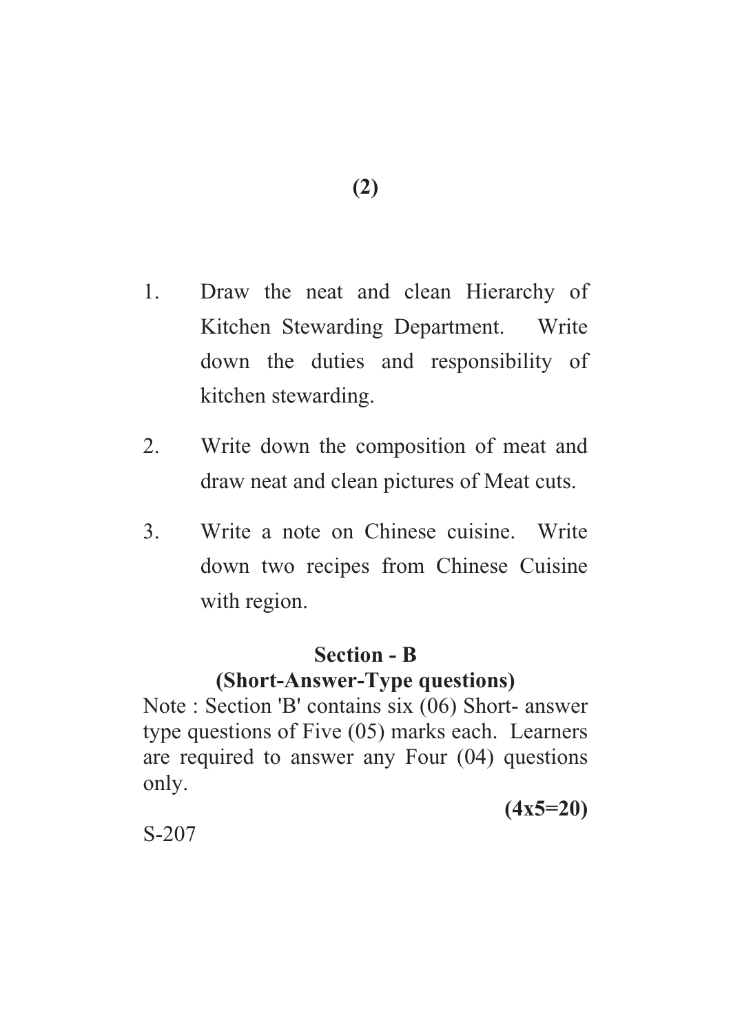1. Draw the neat and clean Hierarchy of Kitchen Stewarding Department. Write down the duties and responsibility of kitchen stewarding.

2. Write down the composition of meat and draw neat and clean pictures of Meat cuts.

3. Write a note on Chinese cuisine. Write down two recipes from Chinese Cuisine with region.

## Section - B

### (Short-Answer-Type questions)

Note : Section 'B' contains six (06) Short- answer type questions of Five (05) marks each. Learners are required to answer any Four (04) questions only.

**(4x5=20)**

S-207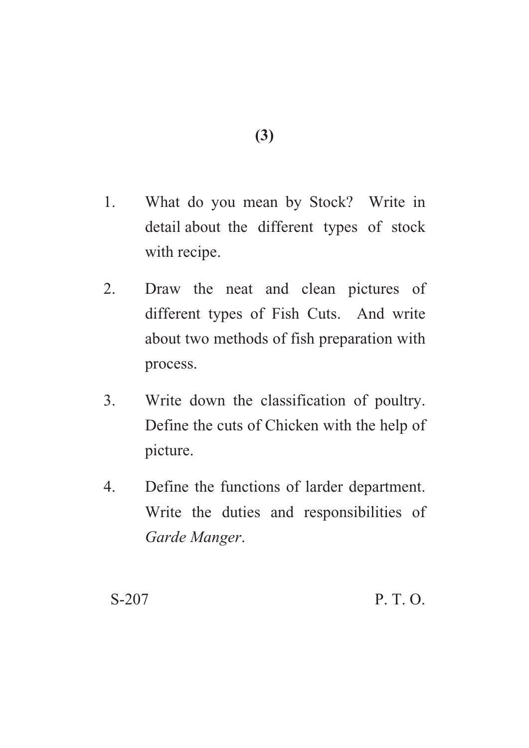1. What do you mean by Stock? Write in detail about the different types of stock with recipe.

2. Draw the neat and clean pictures of different types of Fish Cuts. And write about two methods of fish preparation with process.

3. Write down the classification of poultry. Define the cuts of Chicken with the help of picture.

4. Define the functions of larder department. Write the duties and responsibilities of *Garde Manger*.

S-207 P. T. O.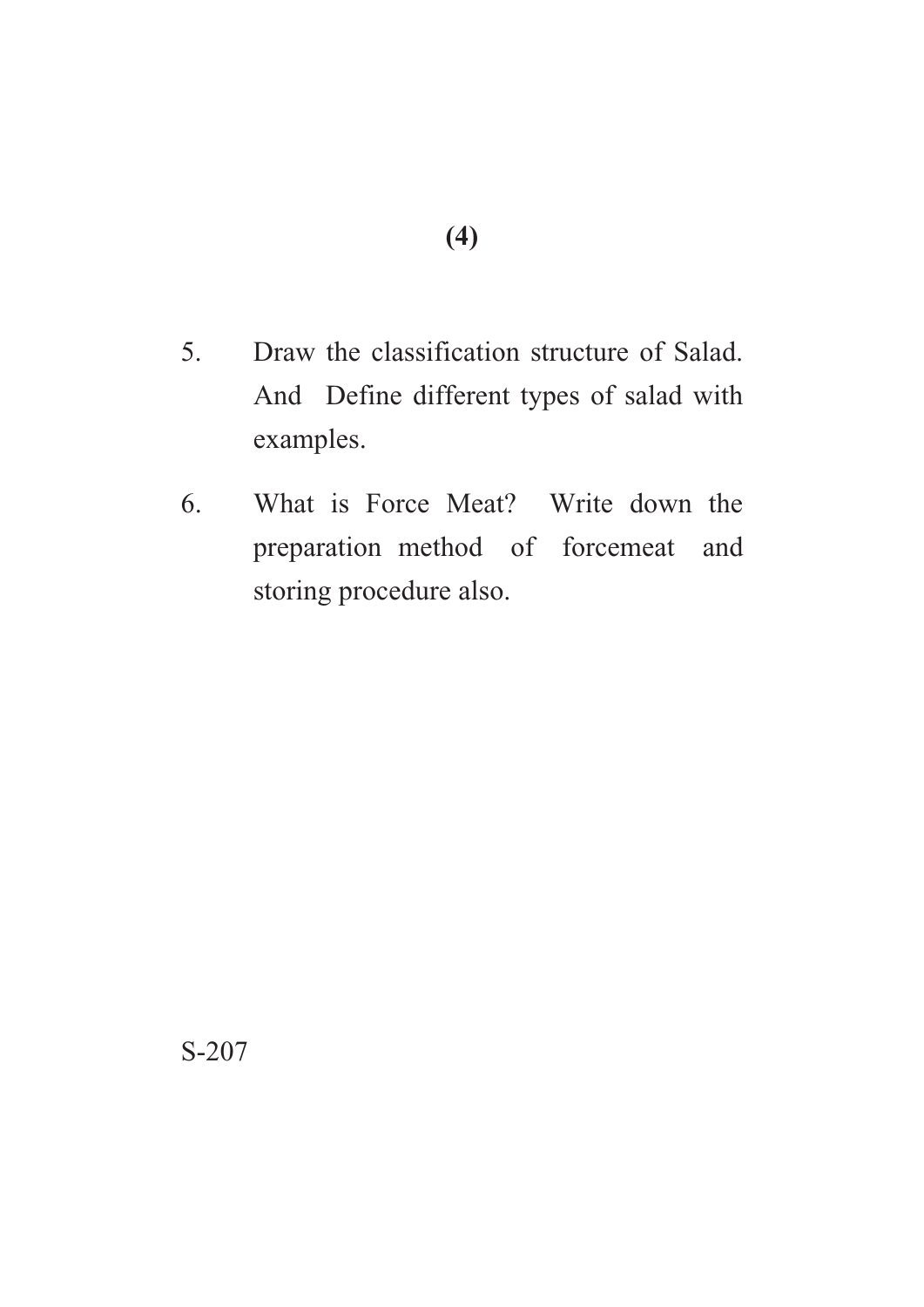5. Draw the classification structure of Salad. And  Define different types of salad with examples.

6. What is Force Meat?  Write down the preparation method of forcemeat and storing procedure also.

S-207